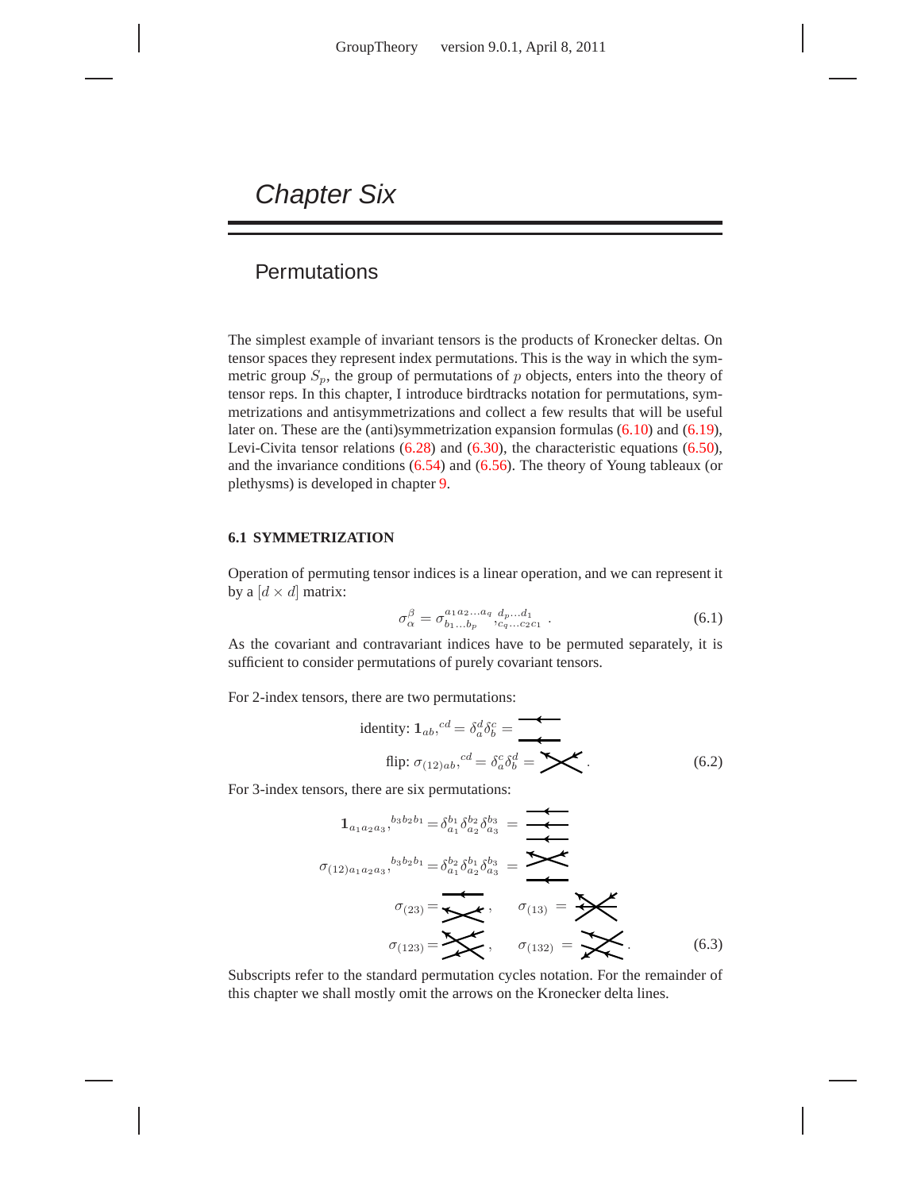# Chapter Six

## Permutations

The simplest example of invariant tensors is the products of Kronecker deltas. On tensor spaces they represent index permutations. This is the way in which the symmetric group $S_p$, the group of permutations of $p$ objects, enters into the theory of tensor reps. In this chapter, I introduce birdtracks notation for permutations, symmetrizations and antisymmetrizations and collect a few results that will be useful later on. These are the (anti)symmetrization expansion formulas (6.10) and (6.19), Levi-Civita tensor relations (6.28) and (6.30), the characteristic equations (6.50), and the invariance conditions (6.54) and (6.56). The theory of Young tableaux (or plethysms) is developed in chapter 9.

### 6.1 SYMMETRIZATION

Operation of permuting tensor indices is a linear operation, and we can represent it by a $[d \times d]$ matrix:

$$\sigma_\alpha^\beta = \sigma_{b_1 \ldots b_p}^{a_1 a_2 \ldots a_q}{}_{,c_q \ldots c_2 c_1}^{d_p \ldots d_1} \,. \tag{6.1}$$

As the covariant and contravariant indices have to be permuted separately, it is sufficient to consider permutations of purely covariant tensors.

For 2-index tensors, there are two permutations:

$$\text{identity: } \mathbf{1}_{ab,}{}^{cd} = \delta_a^d \delta_b^c = \text{[two parallel lines]}$$

$$\text{flip: } \sigma_{(12)ab,}{}^{cd} = \delta_a^c \delta_b^d = \text{[crossed lines]} \,. \tag{6.2}$$

For 3-index tensors, there are six permutations:

$$\mathbf{1}_{a_1 a_2 a_3,}{}^{b_3 b_2 b_1} = \delta_{a_1}^{b_1} \delta_{a_2}^{b_2} \delta_{a_3}^{b_3} = \text{[birdtrack]}$$

$$\sigma_{(12)a_1 a_2 a_3,}{}^{b_3 b_2 b_1} = \delta_{a_1}^{b_2} \delta_{a_2}^{b_1} \delta_{a_3}^{b_3} = \text{[birdtrack]}$$

$$\sigma_{(23)} = \text{[birdtrack]}, \qquad \sigma_{(13)} = \text{[birdtrack]}$$

$$\sigma_{(123)} = \text{[birdtrack]}, \qquad \sigma_{(132)} = \text{[birdtrack]} \,. \tag{6.3}$$

Subscripts refer to the standard permutation cycles notation. For the remainder of this chapter we shall mostly omit the arrows on the Kronecker delta lines.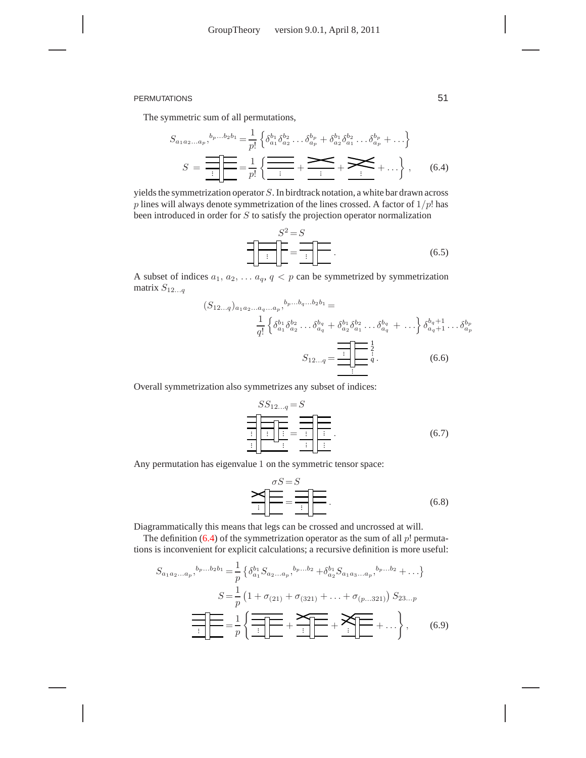The symmetric sum of all permutations,

$$S_{a_1 a_2 \ldots a_p},{}^{b_p \ldots b_2 b_1} = \frac{1}{p!}\left\{\delta_{a_1}^{b_1}\delta_{a_2}^{b_2}\ldots\delta_{a_p}^{b_p} + \delta_{a_2}^{b_1}\delta_{a_1}^{b_2}\ldots\delta_{a_p}^{b_p} + \ldots\right\}$$

$$S = [\text{birdtrack}] = \frac{1}{p!}\left\{ [\text{birdtrack}] + [\text{birdtrack}] + [\text{birdtrack}] + \ldots \right\}, \qquad (6.4)$$

yields the symmetrization operator $S$. In birdtrack notation, a white bar drawn across $p$ lines will always denote symmetrization of the lines crossed. A factor of $1/p!$ has been introduced in order for $S$ to satisfy the projection operator normalization

$$S^2 = S$$

$$[\text{birdtrack}] = [\text{birdtrack}]. \qquad (6.5)$$

A subset of indices $a_1, a_2, \ldots a_q$, $q < p$ can be symmetrized by symmetrization matrix $S_{12\ldots q}$

$$(S_{12\ldots q})_{a_1 a_2 \ldots a_q \ldots a_p},{}^{b_p \ldots b_q \ldots b_2 b_1} = \frac{1}{q!}\left\{\delta_{a_1}^{b_1}\delta_{a_2}^{b_2}\ldots\delta_{a_q}^{b_q} + \delta_{a_2}^{b_1}\delta_{a_1}^{b_2}\ldots\delta_{a_q}^{b_q} + \ldots\right\}\delta_{a_{q+1}}^{b_{q+1}}\ldots\delta_{a_p}^{b_p}$$

$$S_{12\ldots q} = [\text{birdtrack}]. \qquad (6.6)$$

Overall symmetrization also symmetrizes any subset of indices:

$$SS_{12\ldots q} = S$$

$$[\text{birdtrack}] = [\text{birdtrack}]. \qquad (6.7)$$

Any permutation has eigenvalue 1 on the symmetric tensor space:

$$\sigma S = S$$

$$[\text{birdtrack}] = [\text{birdtrack}]. \qquad (6.8)$$

Diagrammatically this means that legs can be crossed and uncrossed at will.

The definition (6.4) of the symmetrization operator as the sum of all $p!$ permutations is inconvenient for explicit calculations; a recursive definition is more useful:

$$S_{a_1 a_2 \ldots a_p},{}^{b_p \ldots b_2 b_1} = \frac{1}{p}\left\{\delta_{a_1}^{b_1} S_{a_2 \ldots a_p},{}^{b_p \ldots b_2} + \delta_{a_2}^{b_1} S_{a_1 a_3 \ldots a_p},{}^{b_p \ldots b_2} + \ldots\right\}$$

$$S = \frac{1}{p}\left(1 + \sigma_{(21)} + \sigma_{(321)} + \ldots + \sigma_{(p \ldots 321)}\right) S_{23\ldots p}$$

$$[\text{birdtrack}] = \frac{1}{p}\left\{ [\text{birdtrack}] + [\text{birdtrack}] + [\text{birdtrack}] + \ldots \right\}, \qquad (6.9)$$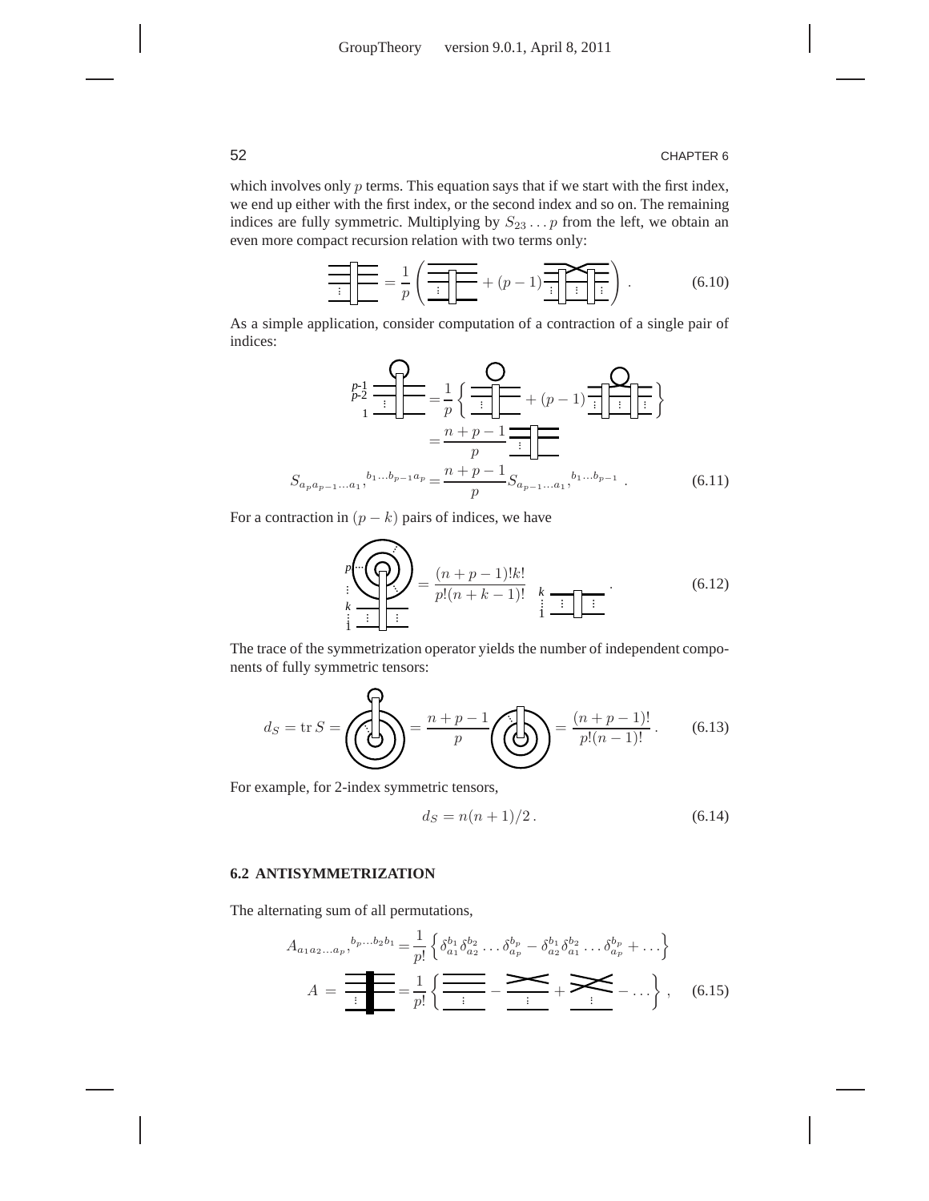which involves only $p$ terms. This equation says that if we start with the first index, we end up either with the first index, or the second index and so on. The remaining indices are fully symmetric. Multiplying by $S_{23}\ldots p$ from the left, we obtain an even more compact recursion relation with two terms only:

$$= \frac{1}{p}\left( \quad + (p-1) \quad \right) . \tag{6.10}$$

As a simple application, consider computation of a contraction of a single pair of indices:

$$= \frac{1}{p}\left\{ \quad + (p-1) \quad \right\}$$

$$= \frac{n+p-1}{p}$$

$$S_{a_p a_{p-1}\ldots a_1},{}^{b_1\ldots b_{p-1}a_p} = \frac{n+p-1}{p} S_{a_{p-1}\ldots a_1},{}^{b_1\ldots b_{p-1}} . \tag{6.11}$$

For a contraction in $(p-k)$ pairs of indices, we have

$$= \frac{(n+p-1)!k!}{p!(n+k-1)!} \quad . \tag{6.12}$$

The trace of the symmetrization operator yields the number of independent components of fully symmetric tensors:

$$d_S = \operatorname{tr} S = \quad = \frac{n+p-1}{p} \quad = \frac{(n+p-1)!}{p!(n-1)!} . \tag{6.13}$$

For example, for 2-index symmetric tensors,

$$d_S = n(n+1)/2 . \tag{6.14}$$

### 6.2 ANTISYMMETRIZATION

The alternating sum of all permutations,

$$A_{a_1 a_2 \ldots a_p},{}^{b_p\ldots b_2 b_1} = \frac{1}{p!}\left\{ \delta_{a_1}^{b_1}\delta_{a_2}^{b_2}\ldots\delta_{a_p}^{b_p} - \delta_{a_2}^{b_1}\delta_{a_1}^{b_2}\ldots\delta_{a_p}^{b_p} + \ldots \right\}$$

$$A = \quad = \frac{1}{p!}\left\{ \quad - \quad + \quad - \ldots \right\} , \tag{6.15}$$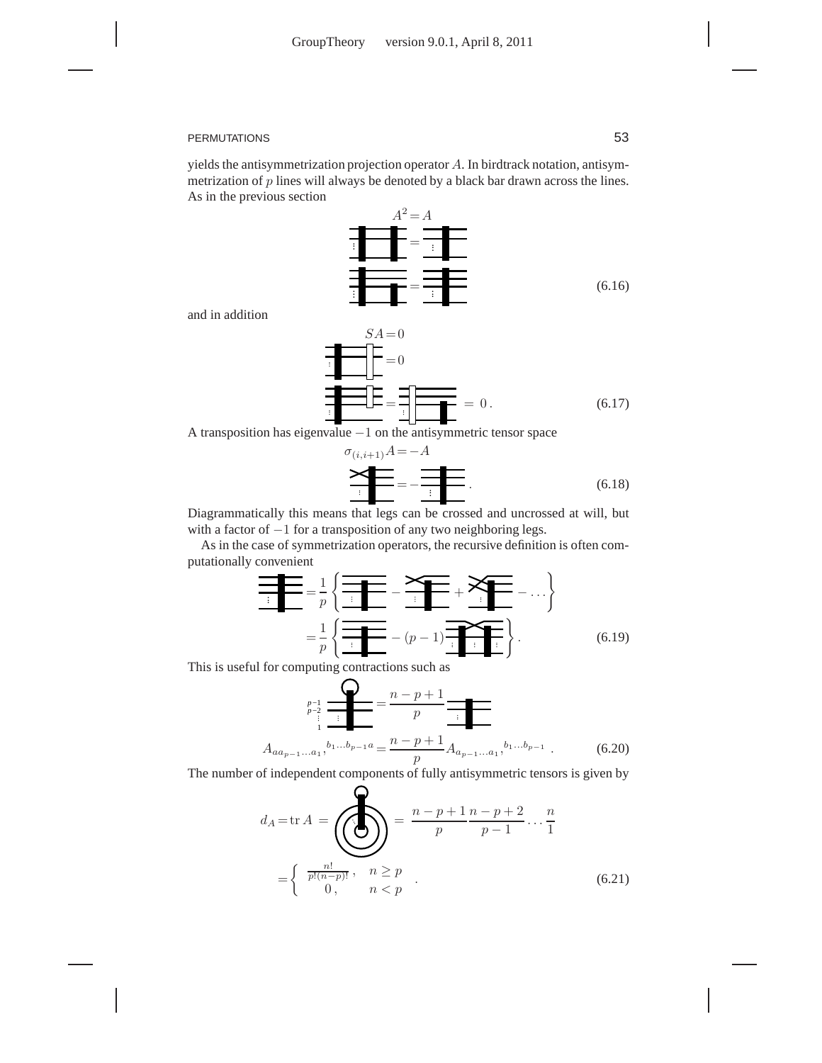yields the antisymmetrization projection operator $A$. In birdtrack notation, antisymmetrization of $p$ lines will always be denoted by a black bar drawn across the lines. As in the previous section

$$A^2 = A \tag{6.16}$$

and in addition

$$SA = 0 \tag{6.17}$$

A transposition has eigenvalue $-1$ on the antisymmetric tensor space

$$\sigma_{(i,i+1)} A = -A \tag{6.18}$$

Diagrammatically this means that legs can be crossed and uncrossed at will, but with a factor of $-1$ for a transposition of any two neighboring legs.

As in the case of symmetrization operators, the recursive definition is often computationally convenient

$$= \frac{1}{p}\left\{ \quad - \quad + \quad - \dots \right\}$$

$$= \frac{1}{p}\left\{ \quad - (p-1) \quad \right\}. \tag{6.19}$$

This is useful for computing contractions such as

$$= \frac{n-p+1}{p}$$

$$A_{aa_{p-1}\dots a_1},{}^{b_1 \dots b_{p-1} a} = \frac{n-p+1}{p} A_{a_{p-1}\dots a_1},{}^{b_1 \dots b_{p-1}} \,. \tag{6.20}$$

The number of independent components of fully antisymmetric tensors is given by

$$d_A = \operatorname{tr} A = \quad = \frac{n-p+1}{p}\frac{n-p+2}{p-1} \cdots \frac{n}{1}$$

$$= \begin{cases} \frac{n!}{p!(n-p)!}\,, & n \geq p \\ 0\,, & n < p \end{cases} \,. \tag{6.21}$$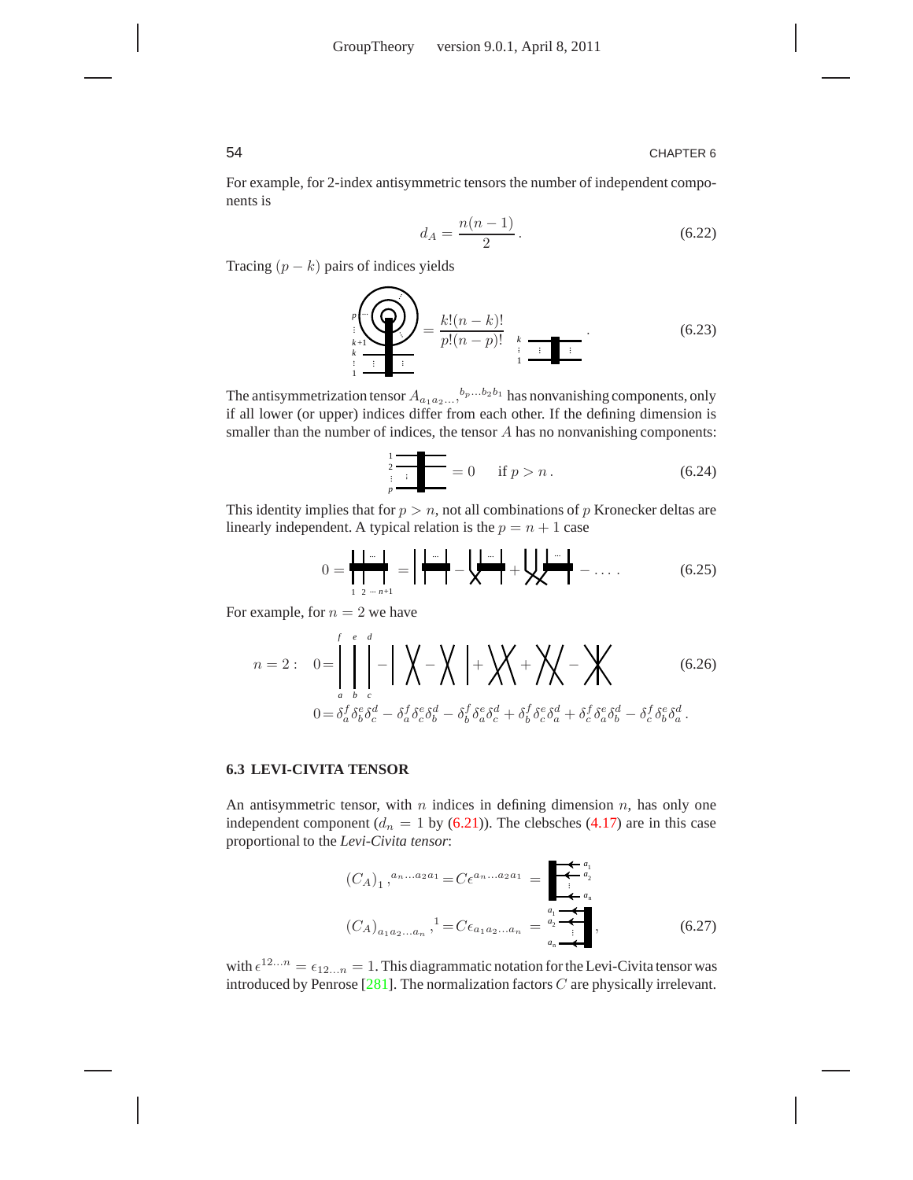For example, for 2-index antisymmetric tensors the number of independent components is

$$d_A = \frac{n(n-1)}{2} \,. \tag{6.22}$$

Tracing $(p-k)$ pairs of indices yields

$$= \frac{k!(n-k)!}{p!(n-p)!} \,. \tag{6.23}$$

The antisymmetrization tensor $A_{a_1 a_2 \ldots,}{}^{b_p \ldots b_2 b_1}$ has nonvanishing components, only if all lower (or upper) indices differ from each other. If the defining dimension is smaller than the number of indices, the tensor $A$ has no nonvanishing components:

$$= 0 \qquad \text{if } p > n \,. \tag{6.24}$$

This identity implies that for $p > n$, not all combinations of $p$ Kronecker deltas are linearly independent. A typical relation is the $p = n+1$ case

$$0 = \ldots \,. \tag{6.25}$$

For example, for $n = 2$ we have

$$n = 2: \quad 0 = \ldots \tag{6.26}$$

$$0 = \delta_a^f \delta_b^e \delta_c^d - \delta_a^f \delta_c^e \delta_b^d - \delta_b^f \delta_a^e \delta_c^d + \delta_b^f \delta_c^e \delta_a^d + \delta_c^f \delta_a^e \delta_b^d - \delta_c^f \delta_b^e \delta_a^d \,.$$

### 6.3 LEVI-CIVITA TENSOR

An antisymmetric tensor, with $n$ indices in defining dimension $n$, has only one independent component ($d_n = 1$ by (6.21)). The clebsches (4.17) are in this case proportional to the *Levi-Civita tensor*:

$$(C_A)_1{}^{a_n \ldots a_2 a_1} = C \epsilon^{a_n \ldots a_2 a_1}$$

$$(C_A)_{a_1 a_2 \ldots a_n}{}^1 = C \epsilon_{a_1 a_2 \ldots a_n} \,, \tag{6.27}$$

with $\epsilon^{12\ldots n} = \epsilon_{12\ldots n} = 1$. This diagrammatic notation for the Levi-Civita tensor was introduced by Penrose [281]. The normalization factors $C$ are physically irrelevant.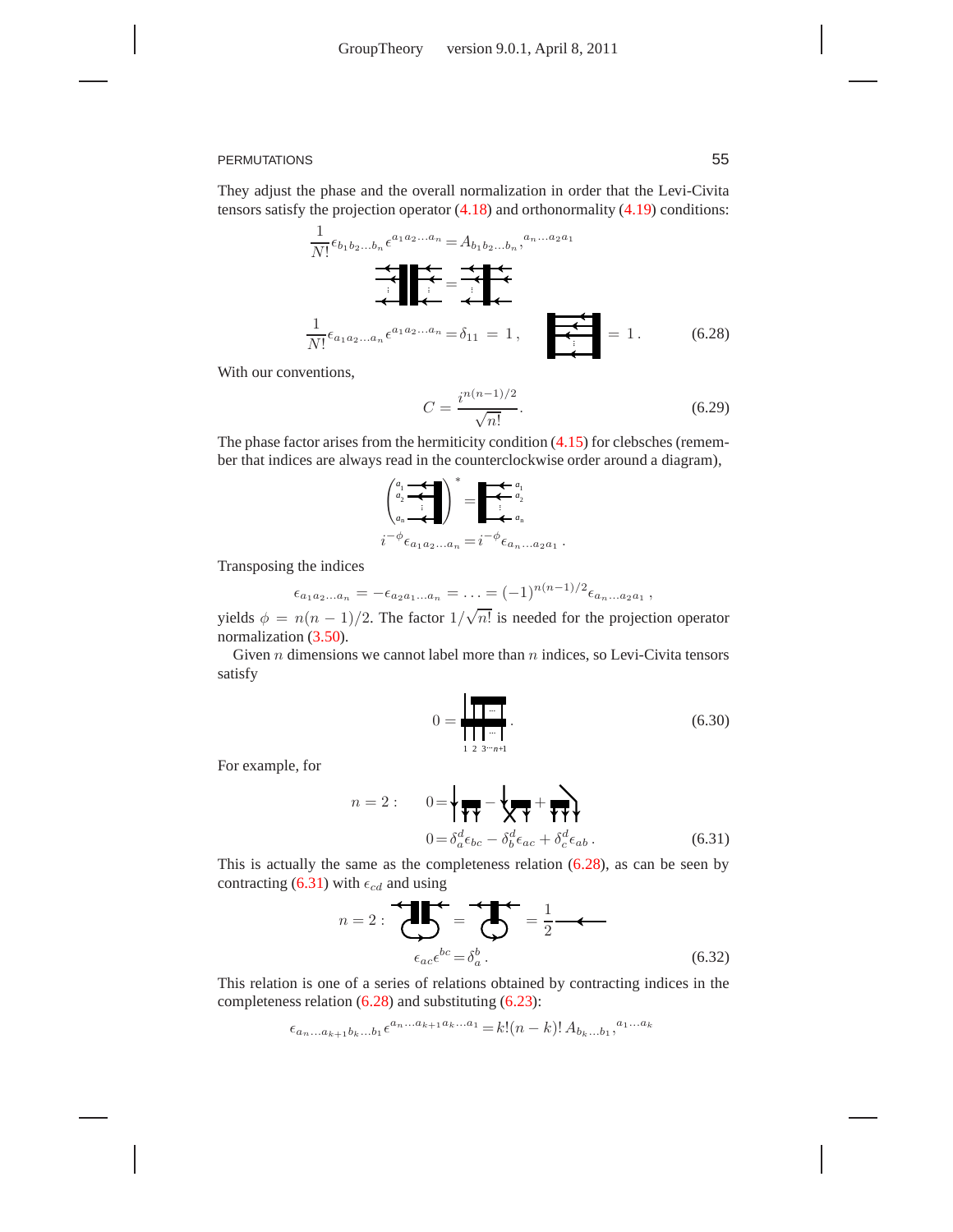They adjust the phase and the overall normalization in order that the Levi-Civita tensors satisfy the projection operator (4.18) and orthonormality (4.19) conditions:

$$\frac{1}{N!}\epsilon_{b_1 b_2 \ldots b_n}\epsilon^{a_1 a_2 \ldots a_n} = A_{b_1 b_2 \ldots b_n},^{a_n \ldots a_2 a_1}$$

$$\frac{1}{N!}\epsilon_{a_1 a_2 \ldots a_n}\epsilon^{a_1 a_2 \ldots a_n} = \delta_{11} = 1\,, \qquad = 1\,. \tag{6.28}$$

With our conventions,

$$C = \frac{i^{n(n-1)/2}}{\sqrt{n!}}. \tag{6.29}$$

The phase factor arises from the hermiticity condition (4.15) for clebsches (remember that indices are always read in the counterclockwise order around a diagram),

$$i^{-\phi}\epsilon_{a_1 a_2 \ldots a_n} = i^{-\phi}\epsilon_{a_n \ldots a_2 a_1}\,.$$

Transposing the indices

$$\epsilon_{a_1 a_2 \ldots a_n} = -\epsilon_{a_2 a_1 \ldots a_n} = \ldots = (-1)^{n(n-1)/2}\epsilon_{a_n \ldots a_2 a_1}\,,$$

yields $\phi = n(n-1)/2$. The factor $1/\sqrt{n!}$ is needed for the projection operator normalization (3.50).

Given $n$ dimensions we cannot label more than $n$ indices, so Levi-Civita tensors satisfy

$$0 = \quad . \tag{6.30}$$

For example, for

$$n = 2: \qquad 0 = \delta_a^d \epsilon_{bc} - \delta_b^d \epsilon_{ac} + \delta_c^d \epsilon_{ab}\,. \tag{6.31}$$

This is actually the same as the completeness relation (6.28), as can be seen by contracting (6.31) with $\epsilon_{cd}$ and using

$$n = 2: \qquad = \qquad = \frac{1}{2}$$

$$\epsilon_{ac}\epsilon^{bc} = \delta_a^b\,. \tag{6.32}$$

This relation is one of a series of relations obtained by contracting indices in the completeness relation (6.28) and substituting (6.23):

$$\epsilon_{a_n \ldots a_{k+1} b_k \ldots b_1}\epsilon^{a_n \ldots a_{k+1} a_k \ldots a_1} = k!(n-k)!\, A_{b_k \ldots b_1},^{a_1 \ldots a_k}$$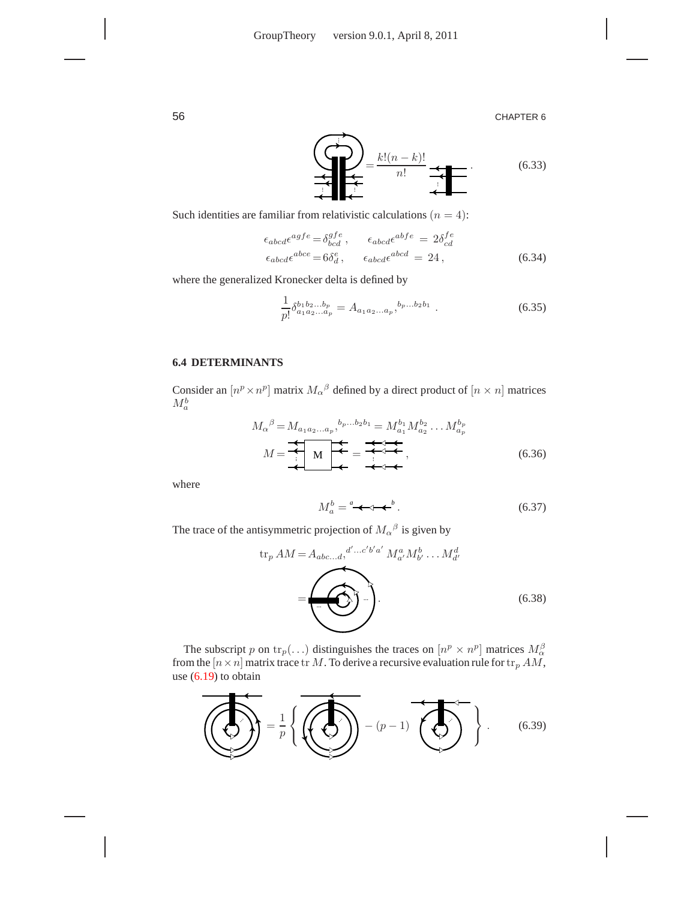$$= \frac{k!(n-k)!}{n!} \qquad (6.33)$$

Such identities are familiar from relativistic calculations ($n = 4$):

$$\begin{aligned}
\epsilon_{abcd}\epsilon^{agfe} &= \delta^{gfe}_{bcd}\,, \qquad \epsilon_{abcd}\epsilon^{abfe} \;=\; 2\delta^{fe}_{cd} \\
\epsilon_{abcd}\epsilon^{abce} &= 6\delta^{e}_{d}\,, \qquad \epsilon_{abcd}\epsilon^{abcd} \;=\; 24\,,
\end{aligned} \qquad (6.34)$$

where the generalized Kronecker delta is defined by

$$\frac{1}{p!}\delta^{b_1 b_2 \ldots b_p}_{a_1 a_2 \ldots a_p} = A_{a_1 a_2 \ldots a_p},^{b_p \ldots b_2 b_1}\,. \qquad (6.35)$$

### 6.4 DETERMINANTS

Consider an $[n^p \times n^p]$ matrix $M_\alpha{}^\beta$ defined by a direct product of $[n \times n]$ matrices $M_a^b$

$$\begin{aligned}
M_\alpha{}^\beta &= M_{a_1 a_2 \ldots a_p},^{b_p \ldots b_2 b_1} = M^{b_1}_{a_1} M^{b_2}_{a_2} \ldots M^{b_p}_{a_p} \\
M &= \boxed{\text{M}} = \,,
\end{aligned} \qquad (6.36)$$

where

$$M_a^b = {}^a \longleftarrow\!\!\lhd\!\!\longleftarrow {}^b\,. \qquad (6.37)$$

The trace of the antisymmetric projection of $M_\alpha{}^\beta$ is given by

$$\begin{aligned}
\mathrm{tr}_p\, AM &= A_{abc \ldots d},^{d' \ldots c' b' a'}\; M^a_{a'} M^b_{b'} \ldots M^d_{d'} \\
&= \,.
\end{aligned} \qquad (6.38)$$

The subscript $p$ on $\mathrm{tr}_p(\ldots)$ distinguishes the traces on $[n^p \times n^p]$ matrices $M^\beta_\alpha$ from the $[n \times n]$ matrix trace $\mathrm{tr}\, M$. To derive a recursive evaluation rule for $\mathrm{tr}_p\, AM$, use (6.19) to obtain

$$= \frac{1}{p}\left\{ \quad - (p-1) \quad \right\}. \qquad (6.39)$$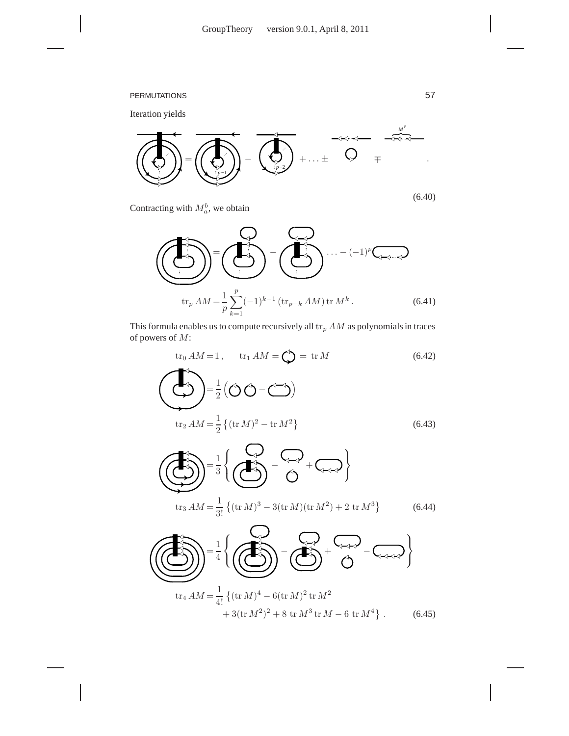Iteration yields

$$\cdots = \cdots - \cdots + \ldots \pm \cdots \mp \cdots . \tag{6.40}$$

Contracting with $M_a^b$, we obtain

$$\cdots = \cdots - \cdots \ldots - (-1)^p \cdots$$

$$\mathrm{tr}_p\, AM = \frac{1}{p} \sum_{k=1}^{p} (-1)^{k-1} \left( \mathrm{tr}_{p-k}\, AM \right) \mathrm{tr}\, M^k \,. \tag{6.41}$$

This formula enables us to compute recursively all $\mathrm{tr}_p\, AM$ as polynomials in traces of powers of $M$:

$$\mathrm{tr}_0\, AM = 1\,, \qquad \mathrm{tr}_1\, AM = \cdots = \mathrm{tr}\, M \tag{6.42}$$

$$\cdots = \frac{1}{2} \left( \cdots - \cdots \right)$$

$$\mathrm{tr}_2\, AM = \frac{1}{2} \left\{ (\mathrm{tr}\, M)^2 - \mathrm{tr}\, M^2 \right\} \tag{6.43}$$

$$\cdots = \frac{1}{3} \left\{ \cdots - \cdots + \cdots \right\}$$

$$\mathrm{tr}_3\, AM = \frac{1}{3!} \left\{ (\mathrm{tr}\, M)^3 - 3 (\mathrm{tr}\, M)(\mathrm{tr}\, M^2) + 2\ \mathrm{tr}\, M^3 \right\} \tag{6.44}$$

$$\cdots = \frac{1}{4} \left\{ \cdots - \cdots + \cdots - \cdots \right\}$$

$$\mathrm{tr}_4\, AM = \frac{1}{4!} \left\{ (\mathrm{tr}\, M)^4 - 6 (\mathrm{tr}\, M)^2\, \mathrm{tr}\, M^2 + 3 (\mathrm{tr}\, M^2)^2 + 8\ \mathrm{tr}\, M^3\, \mathrm{tr}\, M - 6\ \mathrm{tr}\, M^4 \right\} . \tag{6.45}$$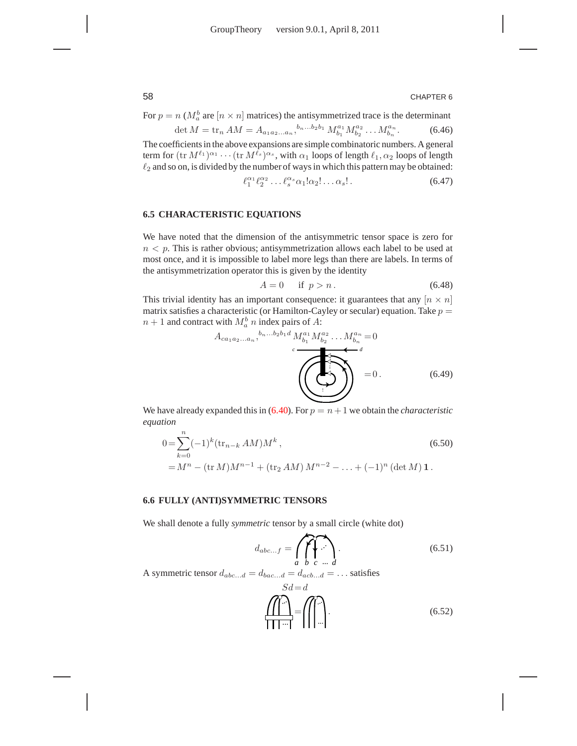For $p = n$ ($M_a^b$ are $[n \times n]$ matrices) the antisymmetrized trace is the determinant

$$\det M = \mathrm{tr}_n\, AM = A_{a_1 a_2 \ldots a_n},{}^{b_n \ldots b_2 b_1}\, M_{b_1}^{a_1} M_{b_2}^{a_2} \ldots M_{b_n}^{a_n}. \tag{6.46}$$

The coefficients in the above expansions are simple combinatoric numbers. A general term for $(\mathrm{tr}\, M^{\ell_1})^{\alpha_1} \cdots (\mathrm{tr}\, M^{\ell_s})^{\alpha_s}$, with $\alpha_1$ loops of length $\ell_1$, $\alpha_2$ loops of length $\ell_2$ and so on, is divided by the number of ways in which this pattern may be obtained:

$$\ell_1^{\alpha_1} \ell_2^{\alpha_2} \ldots \ell_s^{\alpha_s} \alpha_1! \alpha_2! \ldots \alpha_s!\,. \tag{6.47}$$

### 6.5 CHARACTERISTIC EQUATIONS

We have noted that the dimension of the antisymmetric tensor space is zero for $n < p$. This is rather obvious; antisymmetrization allows each label to be used at most once, and it is impossible to label more legs than there are labels. In terms of the antisymmetrization operator this is given by the identity

$$A = 0 \quad \text{ if } p > n\,. \tag{6.48}$$

This trivial identity has an important consequence: it guarantees that any $[n \times n]$ matrix satisfies a characteristic (or Hamilton-Cayley or secular) equation. Take $p = n + 1$ and contract with $M_a^b$ $n$ index pairs of $A$:

$$A_{c a_1 a_2 \ldots a_n},{}^{b_n \ldots b_2 b_1 d}\, M_{b_1}^{a_1} M_{b_2}^{a_2} \ldots M_{b_n}^{a_n} = 0$$

$$= 0\,. \tag{6.49}$$

We have already expanded this in (6.40). For $p = n+1$ we obtain the *characteristic equation*

$$\begin{aligned} 0 &= \sum_{k=0}^{n} (-1)^k (\mathrm{tr}_{n-k}\, AM) M^k\,, \qquad (6.50)\\ &= M^n - (\mathrm{tr}\, M) M^{n-1} + (\mathrm{tr}_2\, AM)\, M^{n-2} - \ldots + (-1)^n (\det M)\, \mathbf{1}\,. \end{aligned}$$

### 6.6 FULLY (ANTI)SYMMETRIC TENSORS

We shall denote a fully *symmetric* tensor by a small circle (white dot)

$$d_{abc\ldots f} = \,. \tag{6.51}$$

A symmetric tensor $d_{abc\ldots d} = d_{bac\ldots d} = d_{acb\ldots d} = \ldots$ satisfies

$$Sd = d$$

$$\,. \tag{6.52}$$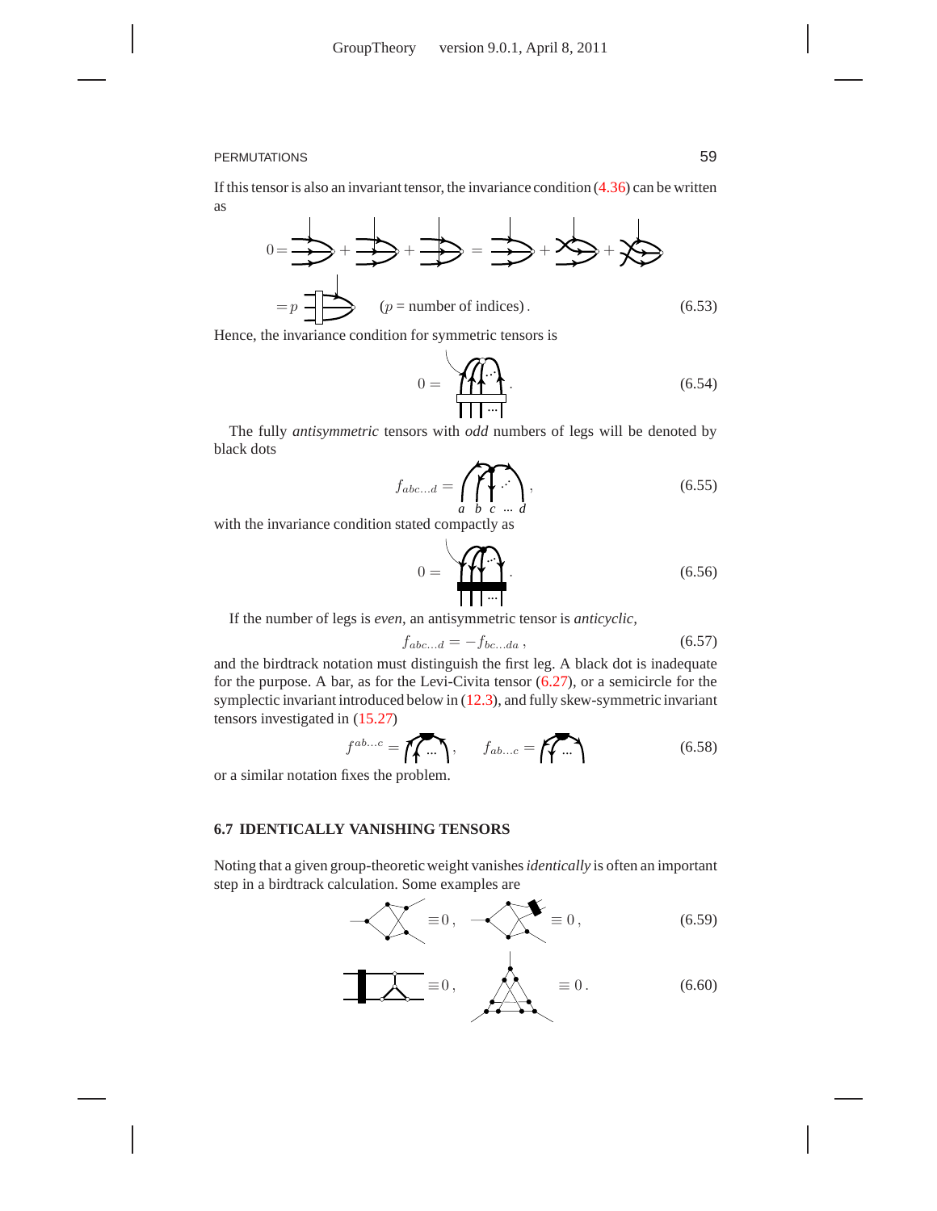If this tensor is also an invariant tensor, the invariance condition (4.36) can be written as

$$0 = \ldots + \ldots + \ldots = \ldots + \ldots + \ldots$$

$$= p \ldots \qquad (p = \text{number of indices})\,. \tag{6.53}$$

Hence, the invariance condition for symmetric tensors is

$$0 = \ldots \,. \tag{6.54}$$

The fully *antisymmetric* tensors with *odd* numbers of legs will be denoted by black dots

$$f_{abc\ldots d} = \ldots \,, \tag{6.55}$$

with the invariance condition stated compactly as

$$0 = \ldots \,. \tag{6.56}$$

If the number of legs is *even*, an antisymmetric tensor is *anticyclic*,

$$f_{abc\ldots d} = -f_{bc\ldots da}\,, \tag{6.57}$$

and the birdtrack notation must distinguish the first leg. A black dot is inadequate for the purpose. A bar, as for the Levi-Civita tensor (6.27), or a semicircle for the symplectic invariant introduced below in (12.3), and fully skew-symmetric invariant tensors investigated in (15.27)

$$f^{ab\ldots c} = \ldots\,, \qquad f_{ab\ldots c} = \ldots \tag{6.58}$$

or a similar notation fixes the problem.

### 6.7 IDENTICALLY VANISHING TENSORS

Noting that a given group-theoretic weight vanishes *identically* is often an important step in a birdtrack calculation. Some examples are

$$\ldots \equiv 0\,, \qquad \ldots \equiv 0\,, \tag{6.59}$$

$$\ldots \equiv 0\,, \qquad \ldots \equiv 0\,. \tag{6.60}$$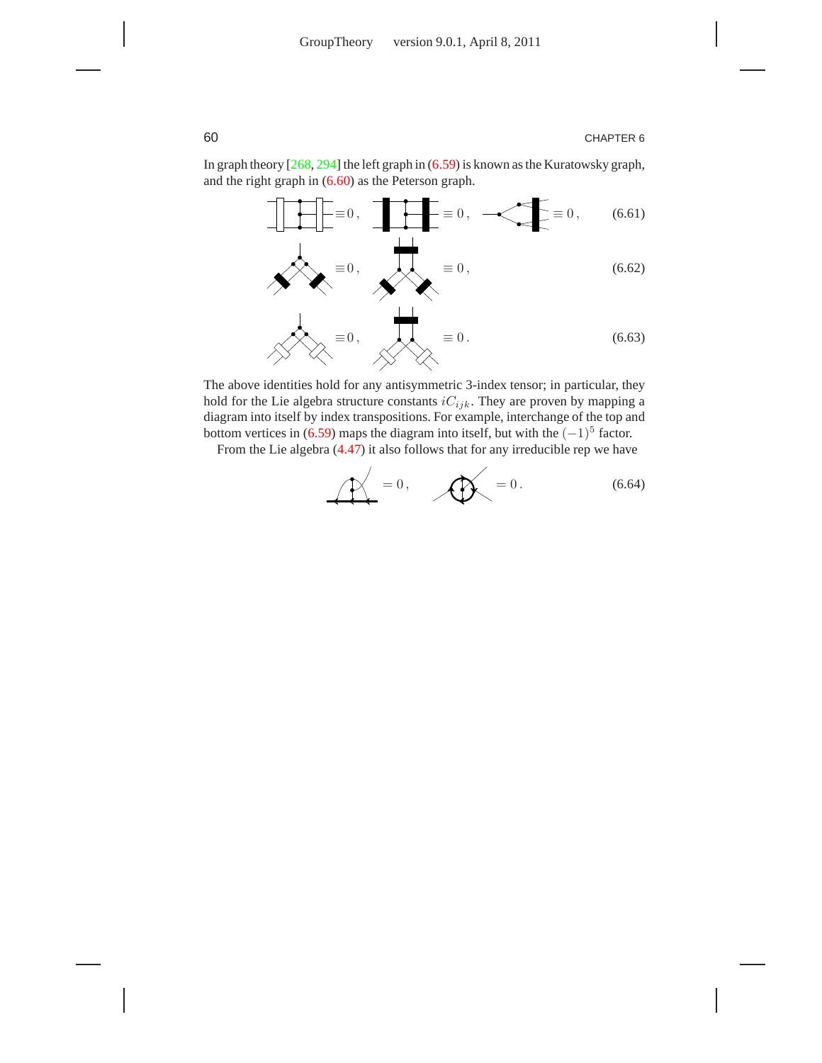In graph theory [268, 294] the left graph in (6.59) is known as the Kuratowsky graph, and the right graph in (6.60) as the Peterson graph.

$$\equiv 0\,, \qquad \equiv 0\,, \qquad \equiv 0\,, \tag{6.61}$$

$$\equiv 0\,, \qquad \equiv 0\,, \tag{6.62}$$

$$\equiv 0\,, \qquad \equiv 0\,. \tag{6.63}$$

The above identities hold for any antisymmetric 3-index tensor; in particular, they hold for the Lie algebra structure constants $iC_{ijk}$. They are proven by mapping a diagram into itself by index transpositions. For example, interchange of the top and bottom vertices in (6.59) maps the diagram into itself, but with the $(-1)^5$ factor.

From the Lie algebra (4.47) it also follows that for any irreducible rep we have

$$= 0\,, \qquad = 0\,. \tag{6.64}$$